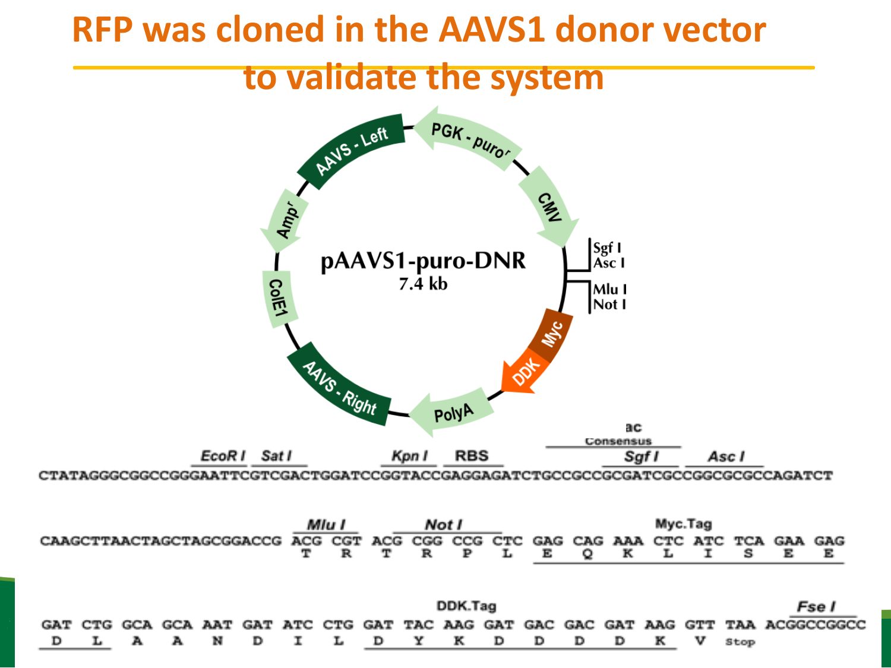# RFP was cloned in the AAVS1 donor vector to validate the system

pAAVS1-puro-DNR
7.4 kb

AAVS - Left, PGK - puro$^r$, CMV, Sgf I, Asc I, Mlu I, Not I, Myc, DDK, PolyA, AAVS - Right, ColE1, Amp$^r$

```
                       EcoR I  Sat I          Kpn I  RBS        ac Consensus
                                                                 Sgf I     Asc I
CTATAGGGCGGCCGGGAATTCGTCGACTGGATCCGGTACCGAGGAGATCTGCCGCCGCGATCGCCGGCGCGCCAGATCT

                            Mlu I       Not I                  Myc.Tag
CAAGCTTAACTAGCTAGCGGACCG ACG CGT ACG CGG CCG CTC GAG CAG AAA CTC ATC TCA GAA GAG
                          T   R   T   R   P   L   E   Q   K   L   I   S   E   E

                                    DDK.Tag                                Fse I
GAT CTG GCA GCA AAT GAT ATC CTG GAT TAC AAG GAT GAC GAC GAT AAG GTT TAA ACGGCCGGCC
 D   L   A   A   N   D   I   L   D   Y   K   D   D   D   D   K   V  Stop
```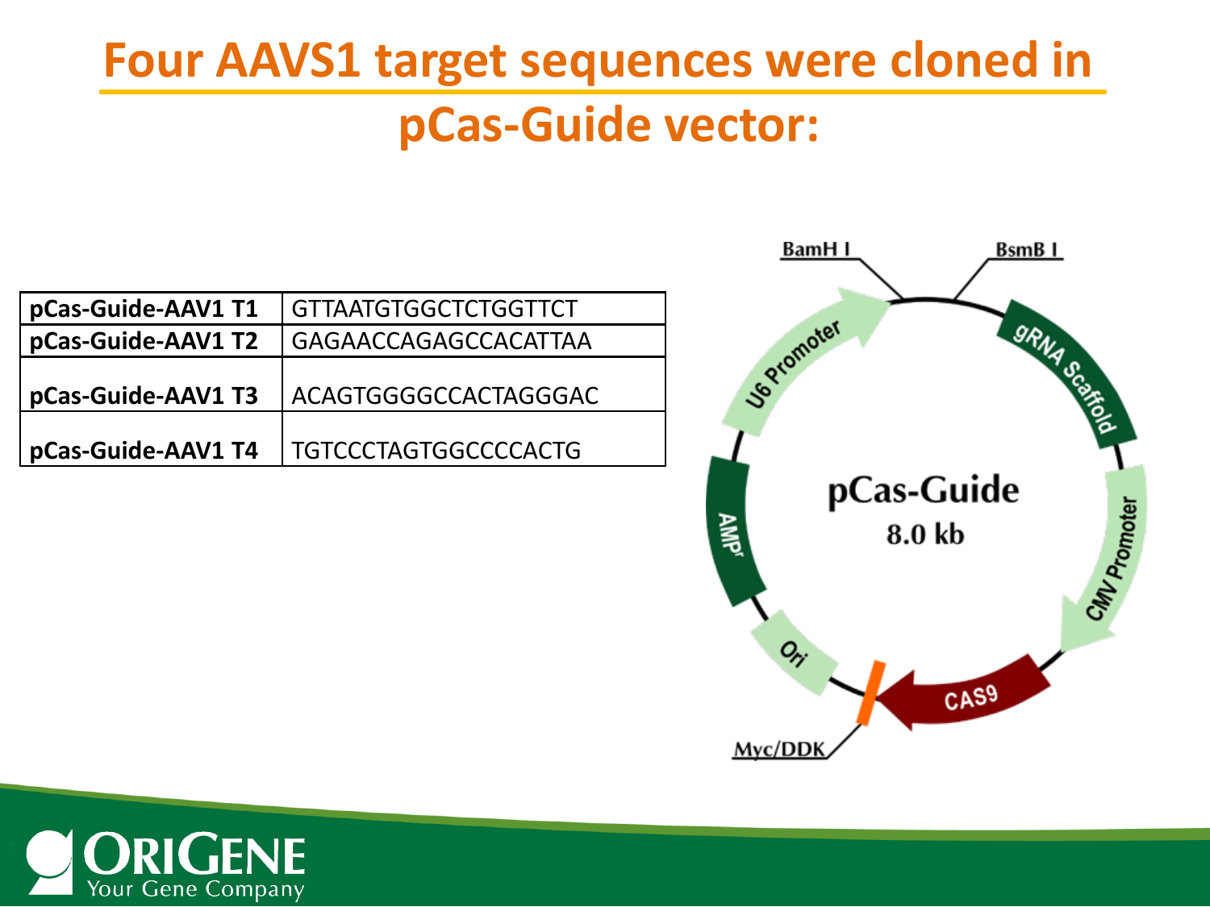# Four AAVS1 target sequences were cloned in pCas-Guide vector:

| | |
|---|---|
| **pCas-Guide-AAV1 T1** | GTTAATGTGGCTCTGGTTCT |
| **pCas-Guide-AAV1 T2** | GAGAACCAGAGCCACATTAA |
| **pCas-Guide-AAV1 T3** | ACAGTGGGGCCACTAGGGAC |
| **pCas-Guide-AAV1 T4** | TGTCCCTAGTGGCCCCACTG |

pCas-Guide 8.0 kb

BamH I, BsmB I, gRNA Scaffold, CMV Promoter, CAS9, Myc/DDK, Ori, AMP$^r$, U6 Promoter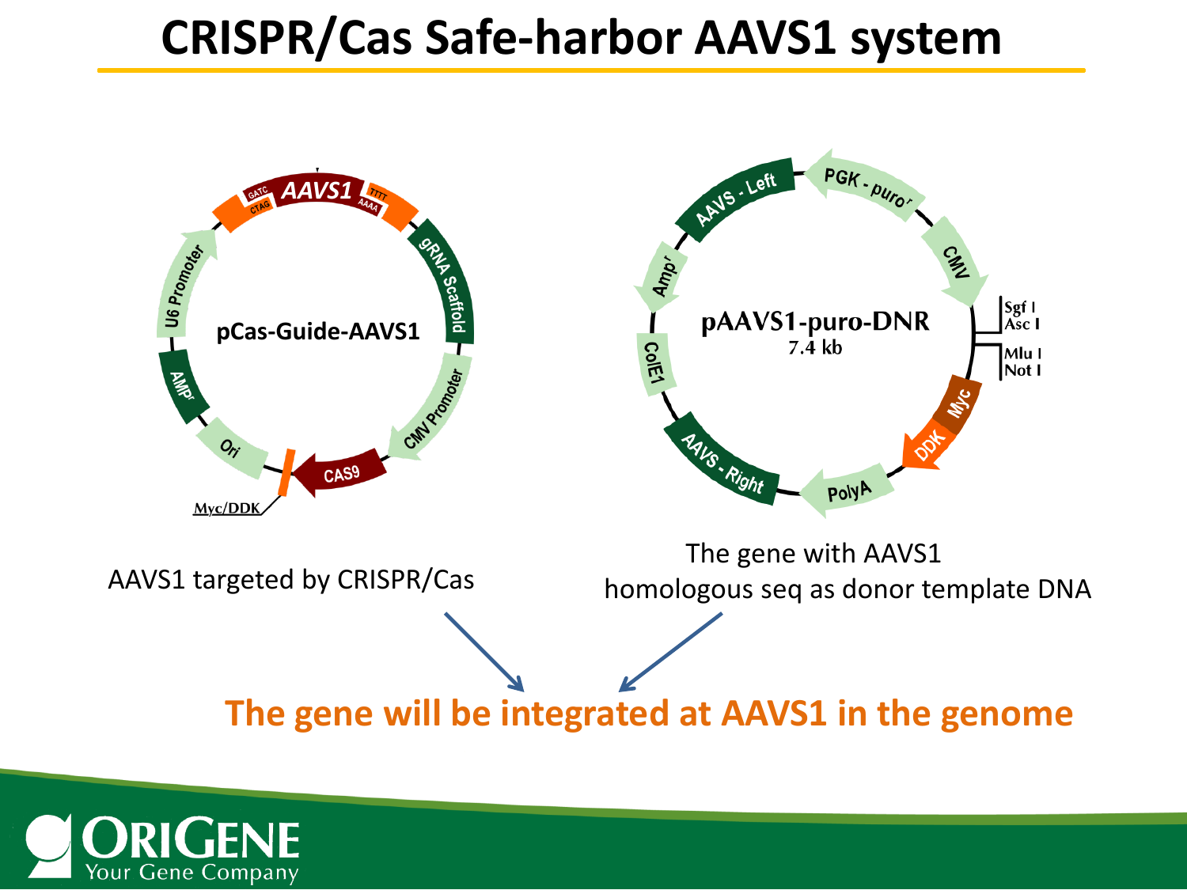# CRISPR/Cas Safe-harbor AAVS1 system

pCas-Guide-AAVS1

AAVS1 targeted by CRISPR/Cas

pAAVS1-puro-DNR
7.4 kb

The gene with AAVS1 homologous seq as donor template DNA

**The gene will be integrated at AAVS1 in the genome**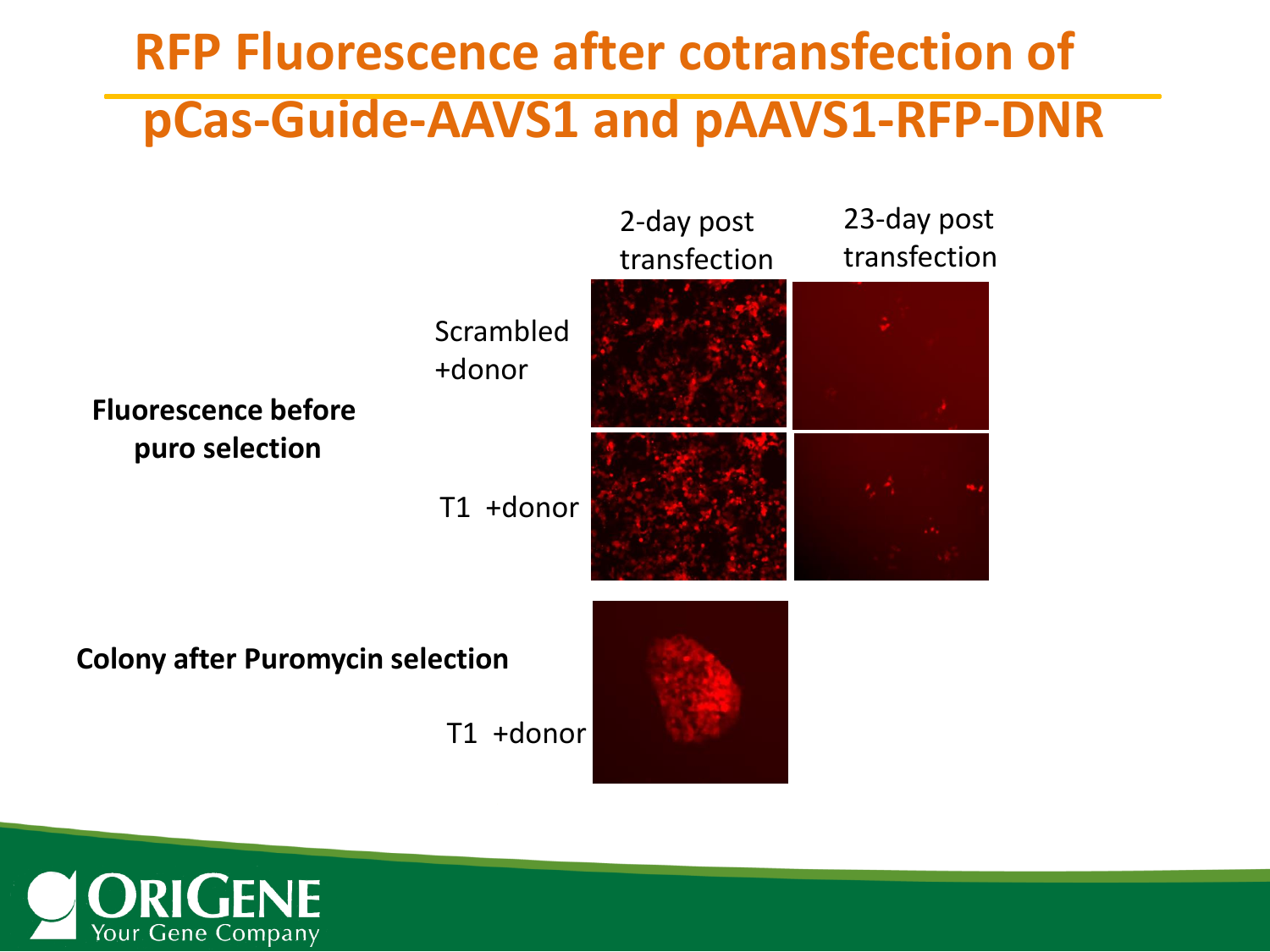# RFP Fluorescence after cotransfection of pCas-Guide-AAVS1 and pAAVS1-RFP-DNR

|  |  | 2-day post transfection | 23-day post transfection |
|---|---|---|---|
| **Fluorescence before puro selection** | Scrambled +donor | | |
| | T1 +donor | | |
| **Colony after Puromycin selection** | T1 +donor | | |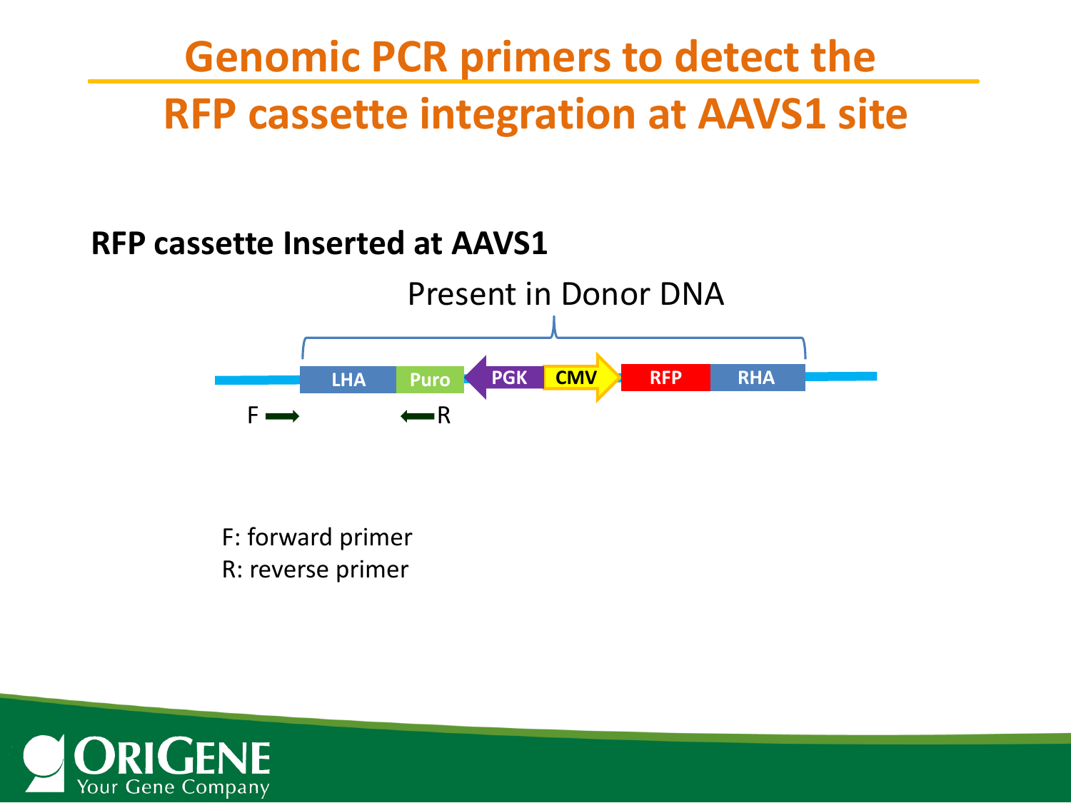# Genomic PCR primers to detect the RFP cassette integration at AAVS1 site

**RFP cassette Inserted at AAVS1**

Present in Donor DNA

LHA | Puro | PGK | CMV | RFP | RHA

F → ← R

F: forward primer
R: reverse primer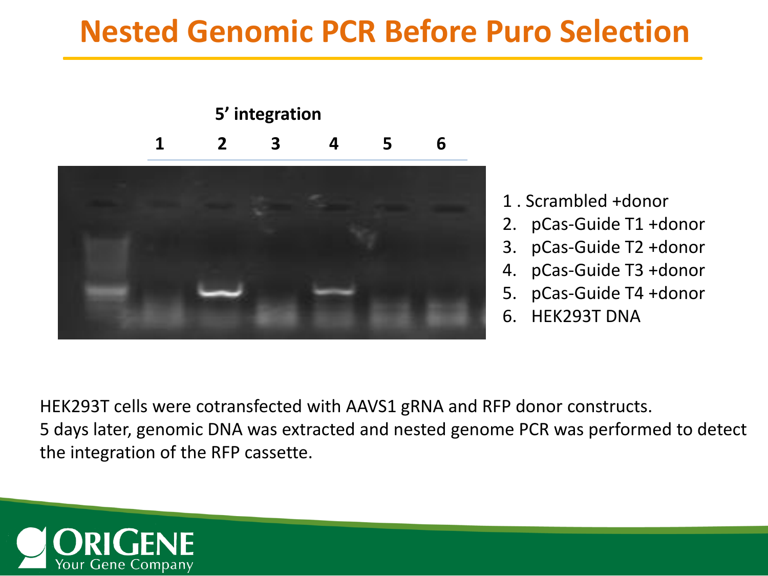# Nested Genomic PCR Before Puro Selection

**5' integration**

**1 2 3 4 5 6**

1. Scrambled +donor
2. pCas-Guide T1 +donor
3. pCas-Guide T2 +donor
4. pCas-Guide T3 +donor
5. pCas-Guide T4 +donor
6. HEK293T DNA

HEK293T cells were cotransfected with AAVS1 gRNA and RFP donor constructs.
5 days later, genomic DNA was extracted and nested genome PCR was performed to detect the integration of the RFP cassette.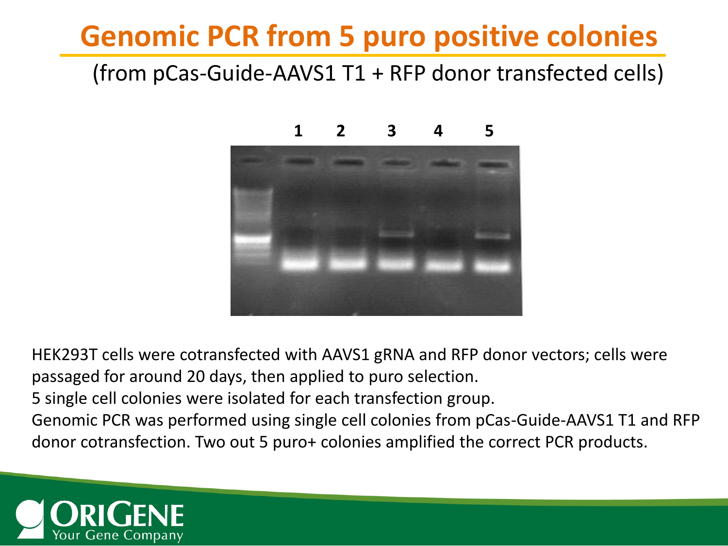# Genomic PCR from 5 puro positive colonies

(from pCas-Guide-AAVS1 T1 + RFP donor transfected cells)

HEK293T cells were cotransfected with AAVS1 gRNA and RFP donor vectors; cells were passaged for around 20 days, then applied to puro selection.

5 single cell colonies were isolated for each transfection group.

Genomic PCR was performed using single cell colonies from pCas-Guide-AAVS1 T1 and RFP donor cotransfection. Two out 5 puro+ colonies amplified the correct PCR products.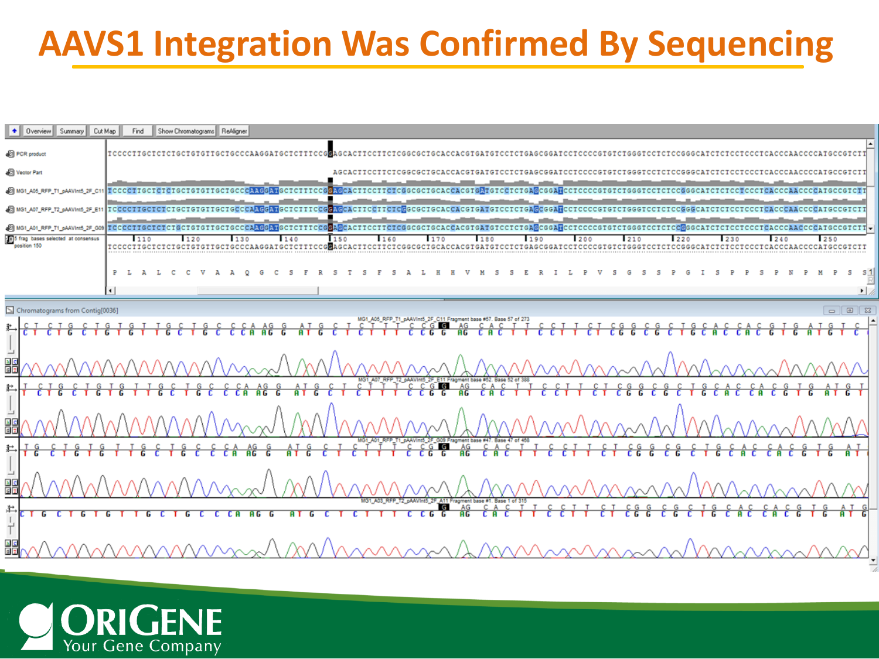# AAVS1 Integration Was Confirmed By Sequencing

Overview Summary Cut Map Find Show Chromatograms ReAligner

PCR product
TCCCCTTGCTCTCTGCTGTGTTGCTGCCCAAGGATGCTCTTTCCGGAGCACTTCCTTCTCGGCGCTGCACCACGTGATGTCCTCTGAGCGGATCCTCCCCGTGTCTGGGTCCTCTCCGGGCATCTCTCCTCCCTCACCCAACCCCATGCCGTCTT

Vector Part
AGCACTTCCTTCTCGGCGCTGCACCACGTGATGTCCTCTGAGCGGATCCTCCCCGTGTCTGGGTCCTCTCCGGGCATCTCTCCTCCCTCACCCAACCCCATGCCGTCTT

MG1_A05_RFP_T1_pAAVInt5_2F_C11
MG1_A07_RFP_T2_pAAVInt5_2F_E11
MG1_A01_RFP_T1_pAAVInt5_2F_G09

5 frag bases selected at consensus position 150

110 120 130 140 150 160 170 180 190 200 210 220 230 240 250

TCCCCTTGCTCTCTGCTGTGTTGCTGCCCAAGGATGCTCTTTCCGGAGCACTTCCTTCTCGGCGCTGCACCACGTGATGTCCTCTGAGCGGATCCTCCCCGTGTCTGGGTCCTCTCCGGGCATCTCTCCTCCCTCACCCAACCCCATGCCGTCTT

P L A L C C V A A Q G C S F R S T S F S A L H H V M S S E R I L P V S G S S P G I S P P S P N P M P S S

Chromatograms from Contig[0036]

MG1_A05_RFP_T1_pAAVInt5_2F_C11 Fragment base #57. Base 57 of 273

MG1_A07_RFP_T2_pAAVInt5_2F_E11 Fragment base #52. Base 52 of 388

MG1_A01_RFP_T1_pAAVInt5_2F_G09 Fragment base #47. Base 47 of 468

MG1_A03_RFP_T2_pAAVInt5_2F_A11 Fragment base #1. Base 1 of 315

ORIGENE
Your Gene Company